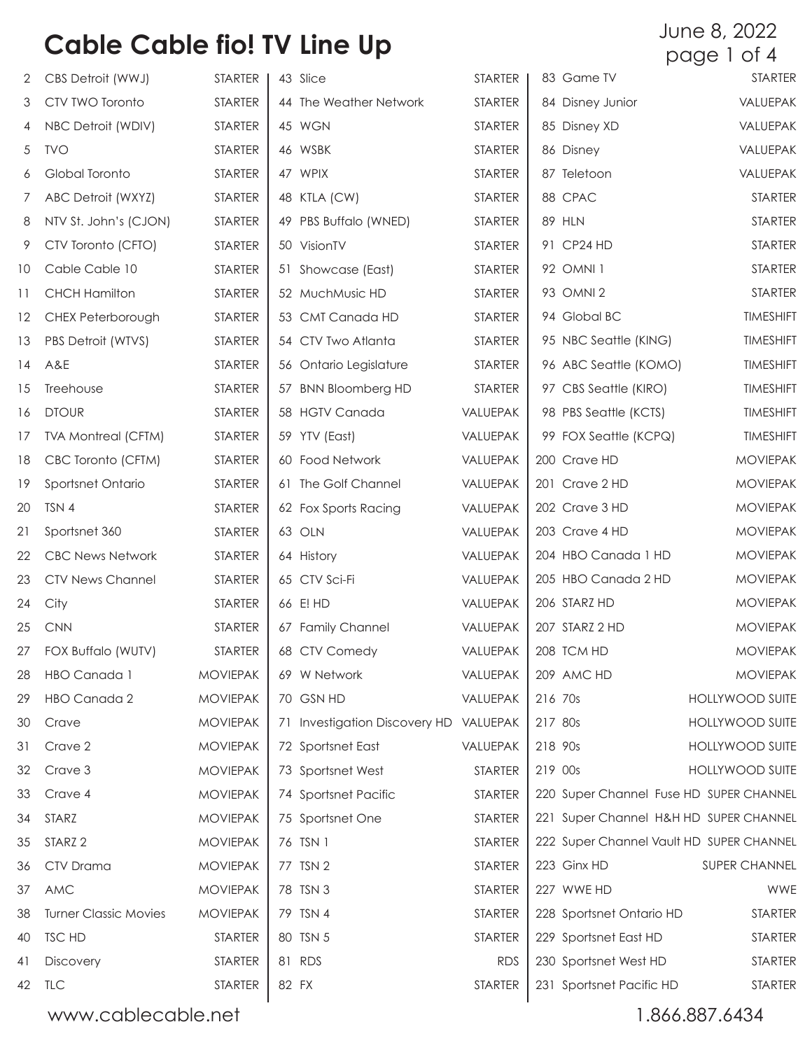# Cable Cable fio! TV Line Up

June 8, 2022

| Channel | Name | Package |
|---|---|---|
| 2 | CBS Detroit (WWJ) | STARTER |
| 3 | CTV TWO Toronto | STARTER |
| 4 | NBC Detroit (WDIV) | STARTER |
| 5 | TVO | STARTER |
| 6 | Global Toronto | STARTER |
| 7 | ABC Detroit (WXYZ) | STARTER |
| 8 | NTV St. John's (CJON) | STARTER |
| 9 | CTV Toronto (CFTO) | STARTER |
| 10 | Cable Cable 10 | STARTER |
| 11 | CHCH Hamilton | STARTER |
| 12 | CHEX Peterborough | STARTER |
| 13 | PBS Detroit (WTVS) | STARTER |
| 14 | A&E | STARTER |
| 15 | Treehouse | STARTER |
| 16 | DTOUR | STARTER |
| 17 | TVA Montreal (CFTM) | STARTER |
| 18 | CBC Toronto (CFTM) | STARTER |
| 19 | Sportsnet Ontario | STARTER |
| 20 | TSN 4 | STARTER |
| 21 | Sportsnet 360 | STARTER |
| 22 | CBC News Network | STARTER |
| 23 | CTV News Channel | STARTER |
| 24 | City | STARTER |
| 25 | CNN | STARTER |
| 27 | FOX Buffalo (WUTV) | STARTER |
| 28 | HBO Canada 1 | MOVIEPAK |
| 29 | HBO Canada 2 | MOVIEPAK |
| 30 | Crave | MOVIEPAK |
| 31 | Crave 2 | MOVIEPAK |
| 32 | Crave 3 | MOVIEPAK |
| 33 | Crave 4 | MOVIEPAK |
| 34 | STARZ | MOVIEPAK |
| 35 | STARZ 2 | MOVIEPAK |
| 36 | CTV Drama | MOVIEPAK |
| 37 | AMC | MOVIEPAK |
| 38 | Turner Classic Movies | MOVIEPAK |
| 40 | TSC HD | STARTER |
| 41 | Discovery | STARTER |
| 42 | TLC | STARTER |
| 43 | Slice | STARTER |
| 44 | The Weather Network | STARTER |
| 45 | WGN | STARTER |
| 46 | WSBK | STARTER |
| 47 | WPIX | STARTER |
| 48 | KTLA (CW) | STARTER |
| 49 | PBS Buffalo (WNED) | STARTER |
| 50 | VisionTV | STARTER |
| 51 | Showcase (East) | STARTER |
| 52 | MuchMusic HD | STARTER |
| 53 | CMT Canada HD | STARTER |
| 54 | CTV Two Atlanta | STARTER |
| 56 | Ontario Legislature | STARTER |
| 57 | BNN Bloomberg HD | STARTER |
| 58 | HGTV Canada | VALUEPAK |
| 59 | YTV (East) | VALUEPAK |
| 60 | Food Network | VALUEPAK |
| 61 | The Golf Channel | VALUEPAK |
| 62 | Fox Sports Racing | VALUEPAK |
| 63 | OLN | VALUEPAK |
| 64 | History | VALUEPAK |
| 65 | CTV Sci-Fi | VALUEPAK |
| 66 | E! HD | VALUEPAK |
| 67 | Family Channel | VALUEPAK |
| 68 | CTV Comedy | VALUEPAK |
| 69 | W Network | VALUEPAK |
| 70 | GSN HD | VALUEPAK |
| 71 | Investigation Discovery HD | VALUEPAK |
| 72 | Sportsnet East | VALUEPAK |
| 73 | Sportsnet West | STARTER |
| 74 | Sportsnet Pacific | STARTER |
| 75 | Sportsnet One | STARTER |
| 76 | TSN 1 | STARTER |
| 77 | TSN 2 | STARTER |
| 78 | TSN 3 | STARTER |
| 79 | TSN 4 | STARTER |
| 80 | TSN 5 | STARTER |
| 81 | RDS | RDS |
| 82 | FX | STARTER |
| 83 | Game TV | STARTER |
| 84 | Disney Junior | VALUEPAK |
| 85 | Disney XD | VALUEPAK |
| 86 | Disney | VALUEPAK |
| 87 | Teletoon | VALUEPAK |
| 88 | CPAC | STARTER |
| 89 | HLN | STARTER |
| 91 | CP24 HD | STARTER |
| 92 | OMNI 1 | STARTER |
| 93 | OMNI 2 | STARTER |
| 94 | Global BC | TIMESHIFT |
| 95 | NBC Seattle (KING) | TIMESHIFT |
| 96 | ABC Seattle (KOMO) | TIMESHIFT |
| 97 | CBS Seattle (KIRO) | TIMESHIFT |
| 98 | PBS Seattle (KCTS) | TIMESHIFT |
| 99 | FOX Seattle (KCPQ) | TIMESHIFT |
| 200 | Crave HD | MOVIEPAK |
| 201 | Crave 2 HD | MOVIEPAK |
| 202 | Crave 3 HD | MOVIEPAK |
| 203 | Crave 4 HD | MOVIEPAK |
| 204 | HBO Canada 1 HD | MOVIEPAK |
| 205 | HBO Canada 2 HD | MOVIEPAK |
| 206 | STARZ HD | MOVIEPAK |
| 207 | STARZ 2 HD | MOVIEPAK |
| 208 | TCM HD | MOVIEPAK |
| 209 | AMC HD | MOVIEPAK |
| 216 | 70s | HOLLYWOOD SUITE |
| 217 | 80s | HOLLYWOOD SUITE |
| 218 | 90s | HOLLYWOOD SUITE |
| 219 | 00s | HOLLYWOOD SUITE |
| 220 | Super Channel Fuse HD | SUPER CHANNEL |
| 221 | Super Channel H&H HD | SUPER CHANNEL |
| 222 | Super Channel Vault HD | SUPER CHANNEL |
| 223 | Ginx HD | SUPER CHANNEL |
| 227 | WWE HD | WWE |
| 228 | Sportsnet Ontario HD | STARTER |
| 229 | Sportsnet East HD | STARTER |
| 230 | Sportsnet West HD | STARTER |
| 231 | Sportsnet Pacific HD | STARTER |

www.cablecable.net

1.866.887.6434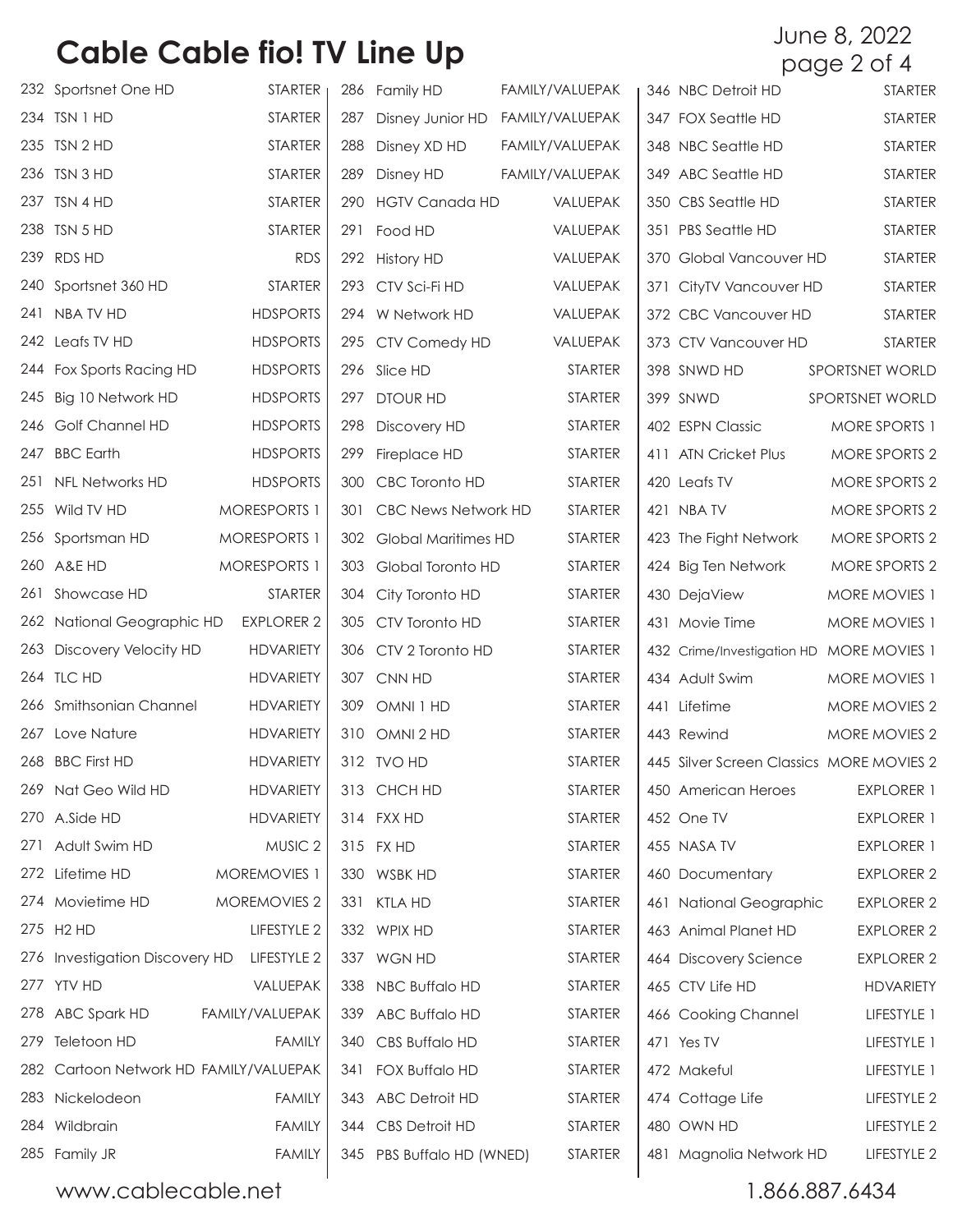# Cable Cable fio! TV Line Up

June 8, 2022

| Channel | Name | Package |
|---|---|---|
| 232 | Sportsnet One HD | STARTER |
| 234 | TSN 1 HD | STARTER |
| 235 | TSN 2 HD | STARTER |
| 236 | TSN 3 HD | STARTER |
| 237 | TSN 4 HD | STARTER |
| 238 | TSN 5 HD | STARTER |
| 239 | RDS HD | RDS |
| 240 | Sportsnet 360 HD | STARTER |
| 241 | NBA TV HD | HDSPORTS |
| 242 | Leafs TV HD | HDSPORTS |
| 244 | Fox Sports Racing HD | HDSPORTS |
| 245 | Big 10 Network HD | HDSPORTS |
| 246 | Golf Channel HD | HDSPORTS |
| 247 | BBC Earth | HDSPORTS |
| 251 | NFL Networks HD | HDSPORTS |
| 255 | Wild TV HD | MORESPORTS 1 |
| 256 | Sportsman HD | MORESPORTS 1 |
| 260 | A&E HD | MORESPORTS 1 |
| 261 | Showcase HD | STARTER |
| 262 | National Geographic HD | EXPLORER 2 |
| 263 | Discovery Velocity HD | HDVARIETY |
| 264 | TLC HD | HDVARIETY |
| 266 | Smithsonian Channel | HDVARIETY |
| 267 | Love Nature | HDVARIETY |
| 268 | BBC First HD | HDVARIETY |
| 269 | Nat Geo Wild HD | HDVARIETY |
| 270 | A.Side HD | HDVARIETY |
| 271 | Adult Swim HD | MUSIC 2 |
| 272 | Lifetime HD | MOREMOVIES 1 |
| 274 | Movietime HD | MOREMOVIES 2 |
| 275 | H2 HD | LIFESTYLE 2 |
| 276 | Investigation Discovery HD | LIFESTYLE 2 |
| 277 | YTV HD | VALUEPAK |
| 278 | ABC Spark HD | FAMILY/VALUEPAK |
| 279 | Teletoon HD | FAMILY |
| 282 | Cartoon Network HD | FAMILY/VALUEPAK |
| 283 | Nickelodeon | FAMILY |
| 284 | Wildbrain | FAMILY |
| 285 | Family JR | FAMILY |
| 286 | Family HD | FAMILY/VALUEPAK |
| 287 | Disney Junior HD | FAMILY/VALUEPAK |
| 288 | Disney XD HD | FAMILY/VALUEPAK |
| 289 | Disney HD | FAMILY/VALUEPAK |
| 290 | HGTV Canada HD | VALUEPAK |
| 291 | Food HD | VALUEPAK |
| 292 | History HD | VALUEPAK |
| 293 | CTV Sci-Fi HD | VALUEPAK |
| 294 | W Network HD | VALUEPAK |
| 295 | CTV Comedy HD | VALUEPAK |
| 296 | Slice HD | STARTER |
| 297 | DTOUR HD | STARTER |
| 298 | Discovery HD | STARTER |
| 299 | Fireplace HD | STARTER |
| 300 | CBC Toronto HD | STARTER |
| 301 | CBC News Network HD | STARTER |
| 302 | Global Maritimes HD | STARTER |
| 303 | Global Toronto HD | STARTER |
| 304 | City Toronto HD | STARTER |
| 305 | CTV Toronto HD | STARTER |
| 306 | CTV 2 Toronto HD | STARTER |
| 307 | CNN HD | STARTER |
| 309 | OMNI 1 HD | STARTER |
| 310 | OMNI 2 HD | STARTER |
| 312 | TVO HD | STARTER |
| 313 | CHCH HD | STARTER |
| 314 | FXX HD | STARTER |
| 315 | FX HD | STARTER |
| 330 | WSBK HD | STARTER |
| 331 | KTLA HD | STARTER |
| 332 | WPIX HD | STARTER |
| 337 | WGN HD | STARTER |
| 338 | NBC Buffalo HD | STARTER |
| 339 | ABC Buffalo HD | STARTER |
| 340 | CBS Buffalo HD | STARTER |
| 341 | FOX Buffalo HD | STARTER |
| 343 | ABC Detroit HD | STARTER |
| 344 | CBS Detroit HD | STARTER |
| 345 | PBS Buffalo HD (WNED) | STARTER |
| 346 | NBC Detroit HD | STARTER |
| 347 | FOX Seattle HD | STARTER |
| 348 | NBC Seattle HD | STARTER |
| 349 | ABC Seattle HD | STARTER |
| 350 | CBS Seattle HD | STARTER |
| 351 | PBS Seattle HD | STARTER |
| 370 | Global Vancouver HD | STARTER |
| 371 | CityTV Vancouver HD | STARTER |
| 372 | CBC Vancouver HD | STARTER |
| 373 | CTV Vancouver HD | STARTER |
| 398 | SNWD HD | SPORTSNET WORLD |
| 399 | SNWD | SPORTSNET WORLD |
| 402 | ESPN Classic | MORE SPORTS 1 |
| 411 | ATN Cricket Plus | MORE SPORTS 2 |
| 420 | Leafs TV | MORE SPORTS 2 |
| 421 | NBA TV | MORE SPORTS 2 |
| 423 | The Fight Network | MORE SPORTS 2 |
| 424 | Big Ten Network | MORE SPORTS 2 |
| 430 | DejaView | MORE MOVIES 1 |
| 431 | Movie Time | MORE MOVIES 1 |
| 432 | Crime/Investigation HD | MORE MOVIES 1 |
| 434 | Adult Swim | MORE MOVIES 1 |
| 441 | Lifetime | MORE MOVIES 2 |
| 443 | Rewind | MORE MOVIES 2 |
| 445 | Silver Screen Classics | MORE MOVIES 2 |
| 450 | American Heroes | EXPLORER 1 |
| 452 | One TV | EXPLORER 1 |
| 455 | NASA TV | EXPLORER 1 |
| 460 | Documentary | EXPLORER 2 |
| 461 | National Geographic | EXPLORER 2 |
| 463 | Animal Planet HD | EXPLORER 2 |
| 464 | Discovery Science | EXPLORER 2 |
| 465 | CTV Life HD | HDVARIETY |
| 466 | Cooking Channel | LIFESTYLE 1 |
| 471 | Yes TV | LIFESTYLE 1 |
| 472 | Makeful | LIFESTYLE 1 |
| 474 | Cottage Life | LIFESTYLE 2 |
| 480 | OWN HD | LIFESTYLE 2 |
| 481 | Magnolia Network HD | LIFESTYLE 2 |

www.cablecable.net 1.866.887.6434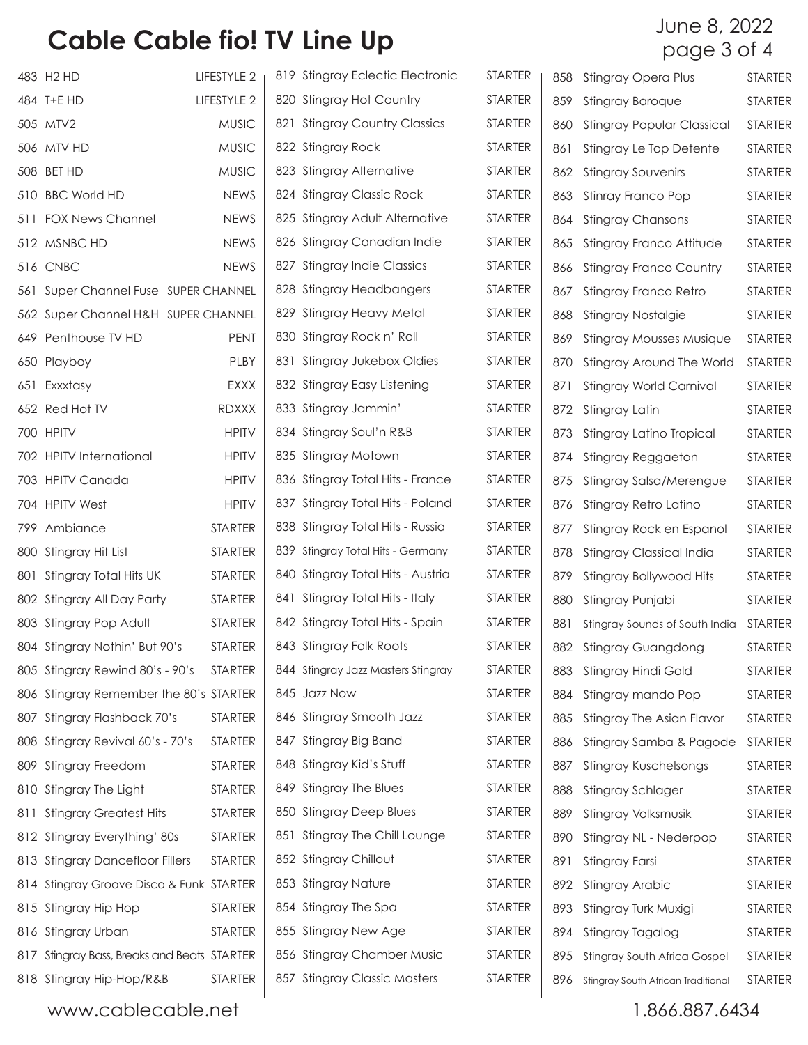# Cable Cable fio! TV Line Up

June 8, 2022

| Channel | Name | Package |
|---|---|---|
| 483 | H2 HD | LIFESTYLE 2 |
| 484 | T+E HD | LIFESTYLE 2 |
| 505 | MTV2 | MUSIC |
| 506 | MTV HD | MUSIC |
| 508 | BET HD | MUSIC |
| 510 | BBC World HD | NEWS |
| 511 | FOX News Channel | NEWS |
| 512 | MSNBC HD | NEWS |
| 516 | CNBC | NEWS |
| 561 | Super Channel Fuse | SUPER CHANNEL |
| 562 | Super Channel H&H | SUPER CHANNEL |
| 649 | Penthouse TV HD | PENT |
| 650 | Playboy | PLBY |
| 651 | Exxxtasy | EXXX |
| 652 | Red Hot TV | RDXXX |
| 700 | HPITV | HPITV |
| 702 | HPITV International | HPITV |
| 703 | HPITV Canada | HPITV |
| 704 | HPITV West | HPITV |
| 799 | Ambiance | STARTER |
| 800 | Stingray Hit List | STARTER |
| 801 | Stingray Total Hits UK | STARTER |
| 802 | Stingray All Day Party | STARTER |
| 803 | Stingray Pop Adult | STARTER |
| 804 | Stingray Nothin' But 90's | STARTER |
| 805 | Stingray Rewind 80's - 90's | STARTER |
| 806 | Stingray Remember the 80's | STARTER |
| 807 | Stingray Flashback 70's | STARTER |
| 808 | Stingray Revival 60's - 70's | STARTER |
| 809 | Stingray Freedom | STARTER |
| 810 | Stingray The Light | STARTER |
| 811 | Stingray Greatest Hits | STARTER |
| 812 | Stingray Everything' 80s | STARTER |
| 813 | Stingray Dancefloor Fillers | STARTER |
| 814 | Stingray Groove Disco & Funk | STARTER |
| 815 | Stingray Hip Hop | STARTER |
| 816 | Stingray Urban | STARTER |
| 817 | Stingray Bass, Breaks and Beats | STARTER |
| 818 | Stingray Hip-Hop/R&B | STARTER |
| 819 | Stingray Eclectic Electronic | STARTER |
| 820 | Stingray Hot Country | STARTER |
| 821 | Stingray Country Classics | STARTER |
| 822 | Stingray Rock | STARTER |
| 823 | Stingray Alternative | STARTER |
| 824 | Stingray Classic Rock | STARTER |
| 825 | Stingray Adult Alternative | STARTER |
| 826 | Stingray Canadian Indie | STARTER |
| 827 | Stingray Indie Classics | STARTER |
| 828 | Stingray Headbangers | STARTER |
| 829 | Stingray Heavy Metal | STARTER |
| 830 | Stingray Rock n' Roll | STARTER |
| 831 | Stingray Jukebox Oldies | STARTER |
| 832 | Stingray Easy Listening | STARTER |
| 833 | Stingray Jammin' | STARTER |
| 834 | Stingray Soul'n R&B | STARTER |
| 835 | Stingray Motown | STARTER |
| 836 | Stingray Total Hits - France | STARTER |
| 837 | Stingray Total Hits - Poland | STARTER |
| 838 | Stingray Total Hits - Russia | STARTER |
| 839 | Stingray Total Hits - Germany | STARTER |
| 840 | Stingray Total Hits - Austria | STARTER |
| 841 | Stingray Total Hits - Italy | STARTER |
| 842 | Stingray Total Hits - Spain | STARTER |
| 843 | Stingray Folk Roots | STARTER |
| 844 | Stingray Jazz Masters Stingray | STARTER |
| 845 | Jazz Now | STARTER |
| 846 | Stingray Smooth Jazz | STARTER |
| 847 | Stingray Big Band | STARTER |
| 848 | Stingray Kid's Stuff | STARTER |
| 849 | Stingray The Blues | STARTER |
| 850 | Stingray Deep Blues | STARTER |
| 851 | Stingray The Chill Lounge | STARTER |
| 852 | Stingray Chillout | STARTER |
| 853 | Stingray Nature | STARTER |
| 854 | Stingray The Spa | STARTER |
| 855 | Stingray New Age | STARTER |
| 856 | Stingray Chamber Music | STARTER |
| 857 | Stingray Classic Masters | STARTER |
| 858 | Stingray Opera Plus | STARTER |
| 859 | Stingray Baroque | STARTER |
| 860 | Stingray Popular Classical | STARTER |
| 861 | Stingray Le Top Detente | STARTER |
| 862 | Stingray Souvenirs | STARTER |
| 863 | Stinray Franco Pop | STARTER |
| 864 | Stingray Chansons | STARTER |
| 865 | Stingray Franco Attitude | STARTER |
| 866 | Stingray Franco Country | STARTER |
| 867 | Stingray Franco Retro | STARTER |
| 868 | Stingray Nostalgie | STARTER |
| 869 | Stingray Mousses Musique | STARTER |
| 870 | Stingray Around The World | STARTER |
| 871 | Stingray World Carnival | STARTER |
| 872 | Stingray Latin | STARTER |
| 873 | Stingray Latino Tropical | STARTER |
| 874 | Stingray Reggaeton | STARTER |
| 875 | Stingray Salsa/Merengue | STARTER |
| 876 | Stingray Retro Latino | STARTER |
| 877 | Stingray Rock en Espanol | STARTER |
| 878 | Stingray Classical India | STARTER |
| 879 | Stingray Bollywood Hits | STARTER |
| 880 | Stingray Punjabi | STARTER |
| 881 | Stingray Sounds of South India | STARTER |
| 882 | Stingray Guangdong | STARTER |
| 883 | Stingray Hindi Gold | STARTER |
| 884 | Stingray mando Pop | STARTER |
| 885 | Stingray The Asian Flavor | STARTER |
| 886 | Stingray Samba & Pagode | STARTER |
| 887 | Stingray Kuschelsongs | STARTER |
| 888 | Stingray Schlager | STARTER |
| 889 | Stingray Volksmusik | STARTER |
| 890 | Stingray NL - Nederpop | STARTER |
| 891 | Stingray Farsi | STARTER |
| 892 | Stingray Arabic | STARTER |
| 893 | Stingray Turk Muxigi | STARTER |
| 894 | Stingray Tagalog | STARTER |
| 895 | Stingray South Africa Gospel | STARTER |
| 896 | Stingray South African Traditional | STARTER |

www.cablecable.net 1.866.887.6434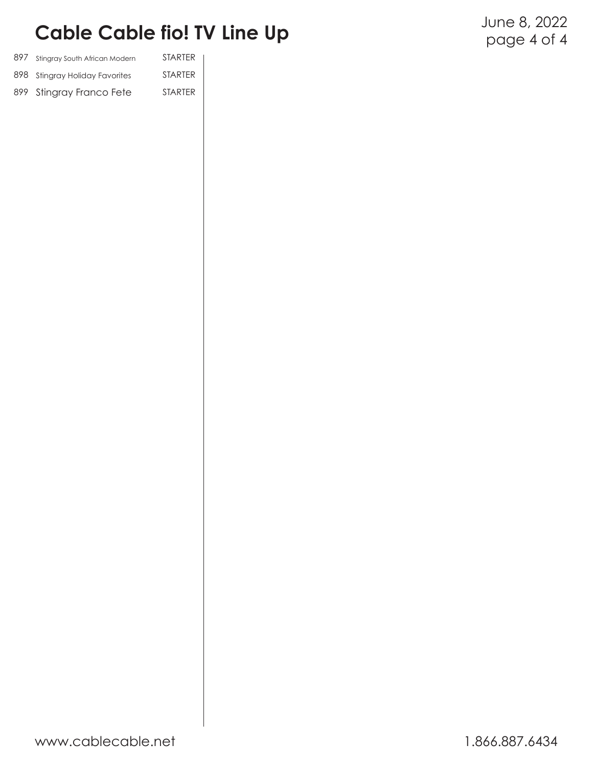# Cable Cable fio! TV Line Up

June 8, 2022

| | | |
|---|---|---|
| 897 | Stingray South African Modern | STARTER |
| 898 | Stingray Holiday Favorites | STARTER |
| 899 | Stingray Franco Fete | STARTER |

www.cablecable.net

1.866.887.6434